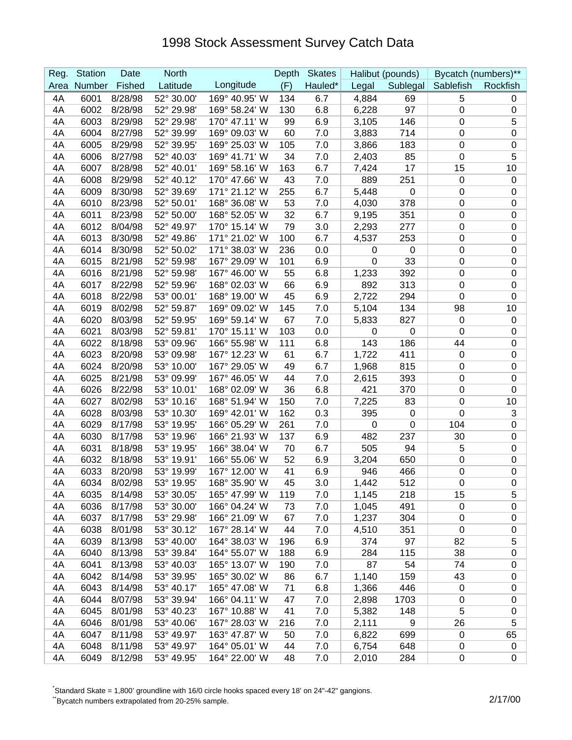# 1998 Stock Assessment Survey Catch Data

| Reg. Area | Station Number | Date Fished | North Latitude | Longitude | Depth (F) | Skates Hauled* | Halibut (pounds) Legal | Halibut (pounds) Sublegal | Bycatch (numbers)** Sablefish | Bycatch (numbers)** Rockfish |
|---|---|---|---|---|---|---|---|---|---|---|
| 4A | 6001 | 8/28/98 | 52° 30.00' | 169° 40.95' W | 134 | 6.7 | 4,884 | 69 | 5 | 0 |
| 4A | 6002 | 8/28/98 | 52° 29.98' | 169° 58.24' W | 130 | 6.8 | 6,228 | 97 | 0 | 0 |
| 4A | 6003 | 8/29/98 | 52° 29.98' | 170° 47.11' W | 99 | 6.9 | 3,105 | 146 | 0 | 5 |
| 4A | 6004 | 8/27/98 | 52° 39.99' | 169° 09.03' W | 60 | 7.0 | 3,883 | 714 | 0 | 0 |
| 4A | 6005 | 8/29/98 | 52° 39.95' | 169° 25.03' W | 105 | 7.0 | 3,866 | 183 | 0 | 0 |
| 4A | 6006 | 8/27/98 | 52° 40.03' | 169° 41.71' W | 34 | 7.0 | 2,403 | 85 | 0 | 5 |
| 4A | 6007 | 8/28/98 | 52° 40.01' | 169° 58.16' W | 163 | 6.7 | 7,424 | 17 | 15 | 10 |
| 4A | 6008 | 8/29/98 | 52° 40.12' | 170° 47.66' W | 43 | 7.0 | 889 | 251 | 0 | 0 |
| 4A | 6009 | 8/30/98 | 52° 39.69' | 171° 21.12' W | 255 | 6.7 | 5,448 | 0 | 0 | 0 |
| 4A | 6010 | 8/23/98 | 52° 50.01' | 168° 36.08' W | 53 | 7.0 | 4,030 | 378 | 0 | 0 |
| 4A | 6011 | 8/23/98 | 52° 50.00' | 168° 52.05' W | 32 | 6.7 | 9,195 | 351 | 0 | 0 |
| 4A | 6012 | 8/04/98 | 52° 49.97' | 170° 15.14' W | 79 | 3.0 | 2,293 | 277 | 0 | 0 |
| 4A | 6013 | 8/30/98 | 52° 49.86' | 171° 21.02' W | 100 | 6.7 | 4,537 | 253 | 0 | 0 |
| 4A | 6014 | 8/30/98 | 52° 50.02' | 171° 38.03' W | 236 | 0.0 | 0 | 0 | 0 | 0 |
| 4A | 6015 | 8/21/98 | 52° 59.98' | 167° 29.09' W | 101 | 6.9 | 0 | 33 | 0 | 0 |
| 4A | 6016 | 8/21/98 | 52° 59.98' | 167° 46.00' W | 55 | 6.8 | 1,233 | 392 | 0 | 0 |
| 4A | 6017 | 8/22/98 | 52° 59.96' | 168° 02.03' W | 66 | 6.9 | 892 | 313 | 0 | 0 |
| 4A | 6018 | 8/22/98 | 53° 00.01' | 168° 19.00' W | 45 | 6.9 | 2,722 | 294 | 0 | 0 |
| 4A | 6019 | 8/02/98 | 52° 59.87' | 169° 09.02' W | 145 | 7.0 | 5,104 | 134 | 98 | 10 |
| 4A | 6020 | 8/03/98 | 52° 59.95' | 169° 59.14' W | 67 | 7.0 | 5,833 | 827 | 0 | 0 |
| 4A | 6021 | 8/03/98 | 52° 59.81' | 170° 15.11' W | 103 | 0.0 | 0 | 0 | 0 | 0 |
| 4A | 6022 | 8/18/98 | 53° 09.96' | 166° 55.98' W | 111 | 6.8 | 143 | 186 | 44 | 0 |
| 4A | 6023 | 8/20/98 | 53° 09.98' | 167° 12.23' W | 61 | 6.7 | 1,722 | 411 | 0 | 0 |
| 4A | 6024 | 8/20/98 | 53° 10.00' | 167° 29.05' W | 49 | 6.7 | 1,968 | 815 | 0 | 0 |
| 4A | 6025 | 8/21/98 | 53° 09.99' | 167° 46.05' W | 44 | 7.0 | 2,615 | 393 | 0 | 0 |
| 4A | 6026 | 8/22/98 | 53° 10.01' | 168° 02.09' W | 36 | 6.8 | 421 | 370 | 0 | 0 |
| 4A | 6027 | 8/02/98 | 53° 10.16' | 168° 51.94' W | 150 | 7.0 | 7,225 | 83 | 0 | 10 |
| 4A | 6028 | 8/03/98 | 53° 10.30' | 169° 42.01' W | 162 | 0.3 | 395 | 0 | 0 | 3 |
| 4A | 6029 | 8/17/98 | 53° 19.95' | 166° 05.29' W | 261 | 7.0 | 0 | 0 | 104 | 0 |
| 4A | 6030 | 8/17/98 | 53° 19.96' | 166° 21.93' W | 137 | 6.9 | 482 | 237 | 30 | 0 |
| 4A | 6031 | 8/18/98 | 53° 19.95' | 166° 38.04' W | 70 | 6.7 | 505 | 94 | 5 | 0 |
| 4A | 6032 | 8/18/98 | 53° 19.91' | 166° 55.06' W | 52 | 6.9 | 3,204 | 650 | 0 | 0 |
| 4A | 6033 | 8/20/98 | 53° 19.99' | 167° 12.00' W | 41 | 6.9 | 946 | 466 | 0 | 0 |
| 4A | 6034 | 8/02/98 | 53° 19.95' | 168° 35.90' W | 45 | 3.0 | 1,442 | 512 | 0 | 0 |
| 4A | 6035 | 8/14/98 | 53° 30.05' | 165° 47.99' W | 119 | 7.0 | 1,145 | 218 | 15 | 5 |
| 4A | 6036 | 8/17/98 | 53° 30.00' | 166° 04.24' W | 73 | 7.0 | 1,045 | 491 | 0 | 0 |
| 4A | 6037 | 8/17/98 | 53° 29.98' | 166° 21.09' W | 67 | 7.0 | 1,237 | 304 | 0 | 0 |
| 4A | 6038 | 8/01/98 | 53° 30.12' | 167° 28.14' W | 44 | 7.0 | 4,510 | 351 | 0 | 0 |
| 4A | 6039 | 8/13/98 | 53° 40.00' | 164° 38.03' W | 196 | 6.9 | 374 | 97 | 82 | 5 |
| 4A | 6040 | 8/13/98 | 53° 39.84' | 164° 55.07' W | 188 | 6.9 | 284 | 115 | 38 | 0 |
| 4A | 6041 | 8/13/98 | 53° 40.03' | 165° 13.07' W | 190 | 7.0 | 87 | 54 | 74 | 0 |
| 4A | 6042 | 8/14/98 | 53° 39.95' | 165° 30.02' W | 86 | 6.7 | 1,140 | 159 | 43 | 0 |
| 4A | 6043 | 8/14/98 | 53° 40.17' | 165° 47.08' W | 71 | 6.8 | 1,366 | 446 | 0 | 0 |
| 4A | 6044 | 8/07/98 | 53° 39.94' | 166° 04.11' W | 47 | 7.0 | 2,898 | 1703 | 0 | 0 |
| 4A | 6045 | 8/01/98 | 53° 40.23' | 167° 10.88' W | 41 | 7.0 | 5,382 | 148 | 5 | 0 |
| 4A | 6046 | 8/01/98 | 53° 40.06' | 167° 28.03' W | 216 | 7.0 | 2,111 | 9 | 26 | 5 |
| 4A | 6047 | 8/11/98 | 53° 49.97' | 163° 47.87' W | 50 | 7.0 | 6,822 | 699 | 0 | 65 |
| 4A | 6048 | 8/11/98 | 53° 49.97' | 164° 05.01' W | 44 | 7.0 | 6,754 | 648 | 0 | 0 |
| 4A | 6049 | 8/12/98 | 53° 49.95' | 164° 22.00' W | 48 | 7.0 | 2,010 | 284 | 0 | 0 |

*Standard Skate = 1,800' groundline with 16/0 circle hooks spaced every 18' on 24"-42" gangions.

**Bycatch numbers extrapolated from 20-25% sample.

2/17/00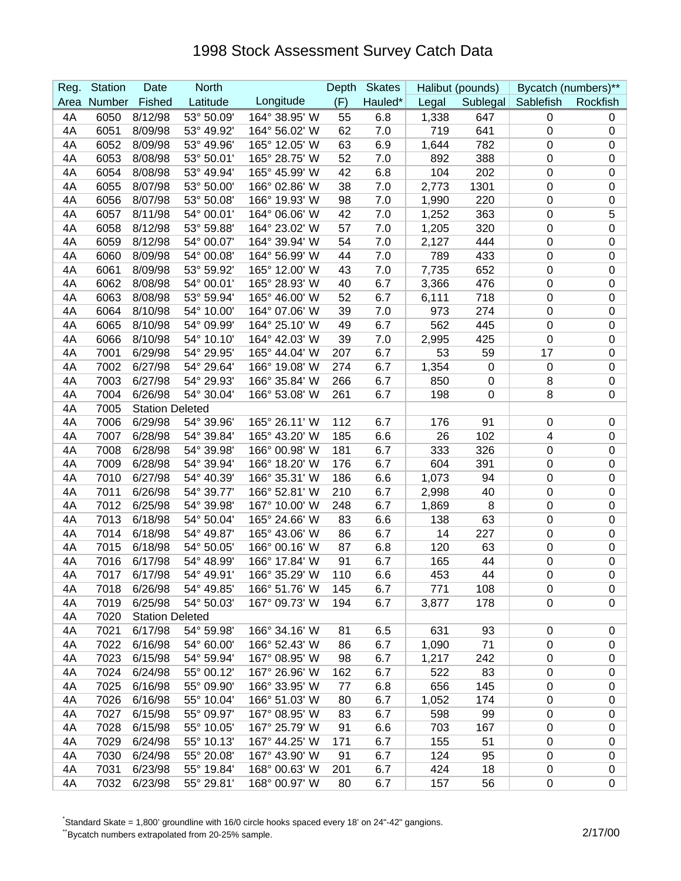# 1998 Stock Assessment Survey Catch Data

| Reg. Area | Station Number | Date Fished | North Latitude | Longitude | Depth (F) | Skates Hauled* | Halibut (pounds) Legal | Sublegal | Bycatch (numbers)** Sablefish | Rockfish |
|---|---|---|---|---|---|---|---|---|---|---|
| 4A | 6050 | 8/12/98 | 53° 50.09' | 164° 38.95' W | 55 | 6.8 | 1,338 | 647 | 0 | 0 |
| 4A | 6051 | 8/09/98 | 53° 49.92' | 164° 56.02' W | 62 | 7.0 | 719 | 641 | 0 | 0 |
| 4A | 6052 | 8/09/98 | 53° 49.96' | 165° 12.05' W | 63 | 6.9 | 1,644 | 782 | 0 | 0 |
| 4A | 6053 | 8/08/98 | 53° 50.01' | 165° 28.75' W | 52 | 7.0 | 892 | 388 | 0 | 0 |
| 4A | 6054 | 8/08/98 | 53° 49.94' | 165° 45.99' W | 42 | 6.8 | 104 | 202 | 0 | 0 |
| 4A | 6055 | 8/07/98 | 53° 50.00' | 166° 02.86' W | 38 | 7.0 | 2,773 | 1301 | 0 | 0 |
| 4A | 6056 | 8/07/98 | 53° 50.08' | 166° 19.93' W | 98 | 7.0 | 1,990 | 220 | 0 | 0 |
| 4A | 6057 | 8/11/98 | 54° 00.01' | 164° 06.06' W | 42 | 7.0 | 1,252 | 363 | 0 | 5 |
| 4A | 6058 | 8/12/98 | 53° 59.88' | 164° 23.02' W | 57 | 7.0 | 1,205 | 320 | 0 | 0 |
| 4A | 6059 | 8/12/98 | 54° 00.07' | 164° 39.94' W | 54 | 7.0 | 2,127 | 444 | 0 | 0 |
| 4A | 6060 | 8/09/98 | 54° 00.08' | 164° 56.99' W | 44 | 7.0 | 789 | 433 | 0 | 0 |
| 4A | 6061 | 8/09/98 | 53° 59.92' | 165° 12.00' W | 43 | 7.0 | 7,735 | 652 | 0 | 0 |
| 4A | 6062 | 8/08/98 | 54° 00.01' | 165° 28.93' W | 40 | 6.7 | 3,366 | 476 | 0 | 0 |
| 4A | 6063 | 8/08/98 | 53° 59.94' | 165° 46.00' W | 52 | 6.7 | 6,111 | 718 | 0 | 0 |
| 4A | 6064 | 8/10/98 | 54° 10.00' | 164° 07.06' W | 39 | 7.0 | 973 | 274 | 0 | 0 |
| 4A | 6065 | 8/10/98 | 54° 09.99' | 164° 25.10' W | 49 | 6.7 | 562 | 445 | 0 | 0 |
| 4A | 6066 | 8/10/98 | 54° 10.10' | 164° 42.03' W | 39 | 7.0 | 2,995 | 425 | 0 | 0 |
| 4A | 7001 | 6/29/98 | 54° 29.95' | 165° 44.04' W | 207 | 6.7 | 53 | 59 | 17 | 0 |
| 4A | 7002 | 6/27/98 | 54° 29.64' | 166° 19.08' W | 274 | 6.7 | 1,354 | 0 | 0 | 0 |
| 4A | 7003 | 6/27/98 | 54° 29.93' | 166° 35.84' W | 266 | 6.7 | 850 | 0 | 8 | 0 |
| 4A | 7004 | 6/26/98 | 54° 30.04' | 166° 53.08' W | 261 | 6.7 | 198 | 0 | 8 | 0 |
| 4A | 7005 | Station Deleted | | | | | | | | |
| 4A | 7006 | 6/29/98 | 54° 39.96' | 165° 26.11' W | 112 | 6.7 | 176 | 91 | 0 | 0 |
| 4A | 7007 | 6/28/98 | 54° 39.84' | 165° 43.20' W | 185 | 6.6 | 26 | 102 | 4 | 0 |
| 4A | 7008 | 6/28/98 | 54° 39.98' | 166° 00.98' W | 181 | 6.7 | 333 | 326 | 0 | 0 |
| 4A | 7009 | 6/28/98 | 54° 39.94' | 166° 18.20' W | 176 | 6.7 | 604 | 391 | 0 | 0 |
| 4A | 7010 | 6/27/98 | 54° 40.39' | 166° 35.31' W | 186 | 6.6 | 1,073 | 94 | 0 | 0 |
| 4A | 7011 | 6/26/98 | 54° 39.77' | 166° 52.81' W | 210 | 6.7 | 2,998 | 40 | 0 | 0 |
| 4A | 7012 | 6/25/98 | 54° 39.98' | 167° 10.00' W | 248 | 6.7 | 1,869 | 8 | 0 | 0 |
| 4A | 7013 | 6/18/98 | 54° 50.04' | 165° 24.66' W | 83 | 6.6 | 138 | 63 | 0 | 0 |
| 4A | 7014 | 6/18/98 | 54° 49.87' | 165° 43.06' W | 86 | 6.7 | 14 | 227 | 0 | 0 |
| 4A | 7015 | 6/18/98 | 54° 50.05' | 166° 00.16' W | 87 | 6.8 | 120 | 63 | 0 | 0 |
| 4A | 7016 | 6/17/98 | 54° 48.99' | 166° 17.84' W | 91 | 6.7 | 165 | 44 | 0 | 0 |
| 4A | 7017 | 6/17/98 | 54° 49.91' | 166° 35.29' W | 110 | 6.6 | 453 | 44 | 0 | 0 |
| 4A | 7018 | 6/26/98 | 54° 49.85' | 166° 51.76' W | 145 | 6.7 | 771 | 108 | 0 | 0 |
| 4A | 7019 | 6/25/98 | 54° 50.03' | 167° 09.73' W | 194 | 6.7 | 3,877 | 178 | 0 | 0 |
| 4A | 7020 | Station Deleted | | | | | | | | |
| 4A | 7021 | 6/17/98 | 54° 59.98' | 166° 34.16' W | 81 | 6.5 | 631 | 93 | 0 | 0 |
| 4A | 7022 | 6/16/98 | 54° 60.00' | 166° 52.43' W | 86 | 6.7 | 1,090 | 71 | 0 | 0 |
| 4A | 7023 | 6/15/98 | 54° 59.94' | 167° 08.95' W | 98 | 6.7 | 1,217 | 242 | 0 | 0 |
| 4A | 7024 | 6/24/98 | 55° 00.12' | 167° 26.96' W | 162 | 6.7 | 522 | 83 | 0 | 0 |
| 4A | 7025 | 6/16/98 | 55° 09.90' | 166° 33.95' W | 77 | 6.8 | 656 | 145 | 0 | 0 |
| 4A | 7026 | 6/16/98 | 55° 10.04' | 166° 51.03' W | 80 | 6.7 | 1,052 | 174 | 0 | 0 |
| 4A | 7027 | 6/15/98 | 55° 09.97' | 167° 08.95' W | 83 | 6.7 | 598 | 99 | 0 | 0 |
| 4A | 7028 | 6/15/98 | 55° 10.05' | 167° 25.79' W | 91 | 6.6 | 703 | 167 | 0 | 0 |
| 4A | 7029 | 6/24/98 | 55° 10.13' | 167° 44.25' W | 171 | 6.7 | 155 | 51 | 0 | 0 |
| 4A | 7030 | 6/24/98 | 55° 20.08' | 167° 43.90' W | 91 | 6.7 | 124 | 95 | 0 | 0 |
| 4A | 7031 | 6/23/98 | 55° 19.84' | 168° 00.63' W | 201 | 6.7 | 424 | 18 | 0 | 0 |
| 4A | 7032 | 6/23/98 | 55° 29.81' | 168° 00.97' W | 80 | 6.7 | 157 | 56 | 0 | 0 |

*Standard Skate = 1,800' groundline with 16/0 circle hooks spaced every 18' on 24"-42" gangions.

**Bycatch numbers extrapolated from 20-25% sample.

2/17/00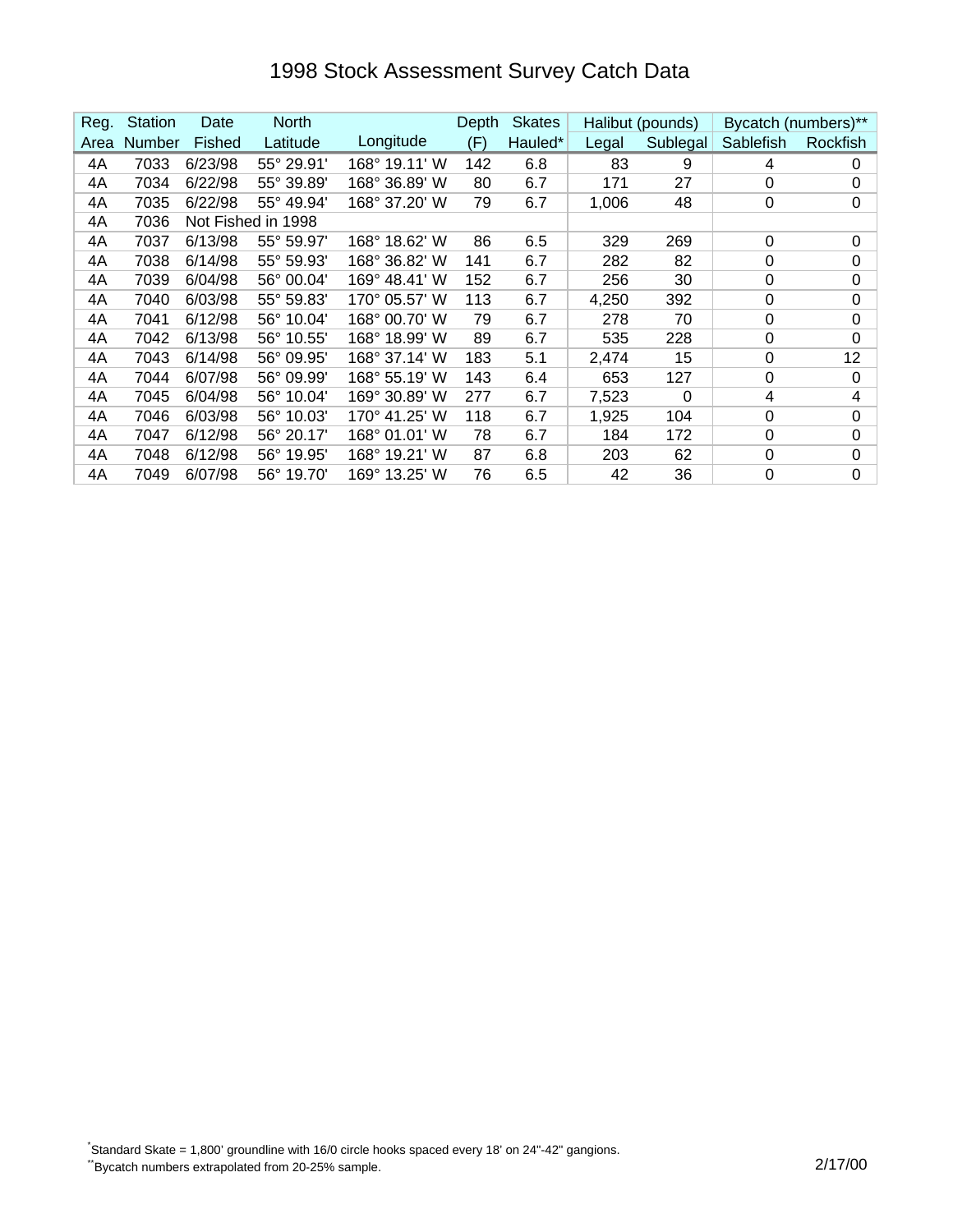# 1998 Stock Assessment Survey Catch Data

| Reg. Area | Station Number | Date Fished | North Latitude | Longitude | Depth (F) | Skates Hauled* | Halibut (pounds) | | Bycatch (numbers)** | |
|---|---|---|---|---|---|---|---|---|---|---|
| | | | | | | | Legal | Sublegal | Sablefish | Rockfish |
| 4A | 7033 | 6/23/98 | 55° 29.91' | 168° 19.11' W | 142 | 6.8 | 83 | 9 | 4 | 0 |
| 4A | 7034 | 6/22/98 | 55° 39.89' | 168° 36.89' W | 80 | 6.7 | 171 | 27 | 0 | 0 |
| 4A | 7035 | 6/22/98 | 55° 49.94' | 168° 37.20' W | 79 | 6.7 | 1,006 | 48 | 0 | 0 |
| 4A | 7036 | Not Fished in 1998 | | | | | | | | |
| 4A | 7037 | 6/13/98 | 55° 59.97' | 168° 18.62' W | 86 | 6.5 | 329 | 269 | 0 | 0 |
| 4A | 7038 | 6/14/98 | 55° 59.93' | 168° 36.82' W | 141 | 6.7 | 282 | 82 | 0 | 0 |
| 4A | 7039 | 6/04/98 | 56° 00.04' | 169° 48.41' W | 152 | 6.7 | 256 | 30 | 0 | 0 |
| 4A | 7040 | 6/03/98 | 55° 59.83' | 170° 05.57' W | 113 | 6.7 | 4,250 | 392 | 0 | 0 |
| 4A | 7041 | 6/12/98 | 56° 10.04' | 168° 00.70' W | 79 | 6.7 | 278 | 70 | 0 | 0 |
| 4A | 7042 | 6/13/98 | 56° 10.55' | 168° 18.99' W | 89 | 6.7 | 535 | 228 | 0 | 0 |
| 4A | 7043 | 6/14/98 | 56° 09.95' | 168° 37.14' W | 183 | 5.1 | 2,474 | 15 | 0 | 12 |
| 4A | 7044 | 6/07/98 | 56° 09.99' | 168° 55.19' W | 143 | 6.4 | 653 | 127 | 0 | 0 |
| 4A | 7045 | 6/04/98 | 56° 10.04' | 169° 30.89' W | 277 | 6.7 | 7,523 | 0 | 4 | 4 |
| 4A | 7046 | 6/03/98 | 56° 10.03' | 170° 41.25' W | 118 | 6.7 | 1,925 | 104 | 0 | 0 |
| 4A | 7047 | 6/12/98 | 56° 20.17' | 168° 01.01' W | 78 | 6.7 | 184 | 172 | 0 | 0 |
| 4A | 7048 | 6/12/98 | 56° 19.95' | 168° 19.21' W | 87 | 6.8 | 203 | 62 | 0 | 0 |
| 4A | 7049 | 6/07/98 | 56° 19.70' | 169° 13.25' W | 76 | 6.5 | 42 | 36 | 0 | 0 |

*Standard Skate = 1,800' groundline with 16/0 circle hooks spaced every 18' on 24"-42" gangions.
**Bycatch numbers extrapolated from 20-25% sample.

2/17/00